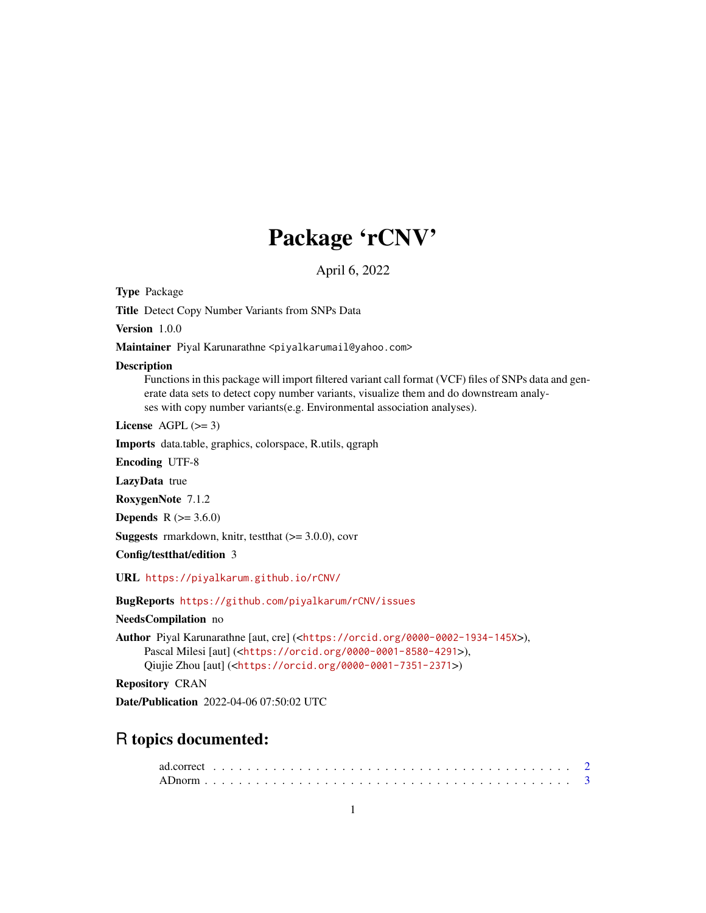# Package 'rCNV'

April 6, 2022

**Type** Package

**Title** Detect Copy Number Variants from SNPs Data

**Version** 1.0.0

**Maintainer** Piyal Karunarathne <piyalkarumail@yahoo.com>

**Description** Functions in this package will import filtered variant call format (VCF) files of SNPs data and generate data sets to detect copy number variants, visualize them and do downstream analyses with copy number variants(e.g. Environmental association analyses).

**License** AGPL (>= 3)

**Imports** data.table, graphics, colorspace, R.utils, qgraph

**Encoding** UTF-8

**LazyData** true

**RoxygenNote** 7.1.2

**Depends** R (>= 3.6.0)

**Suggests** rmarkdown, knitr, testthat (>= 3.0.0), covr

**Config/testthat/edition** 3

**URL** https://piyalkarum.github.io/rCNV/

**BugReports** https://github.com/piyalkarum/rCNV/issues

**NeedsCompilation** no

**Author** Piyal Karunarathne [aut, cre] (<https://orcid.org/0000-0002-1934-145X>), Pascal Milesi [aut] (<https://orcid.org/0000-0001-8580-4291>), Qiujie Zhou [aut] (<https://orcid.org/0000-0001-7351-2371>)

**Repository** CRAN

**Date/Publication** 2022-04-06 07:50:02 UTC

## R topics documented:

ad.correct . . . . . . . . . . . . . . . . . . . . . . . . . . . . . . . . . . . . . . . . 2
ADnorm . . . . . . . . . . . . . . . . . . . . . . . . . . . . . . . . . . . . . . . . . 3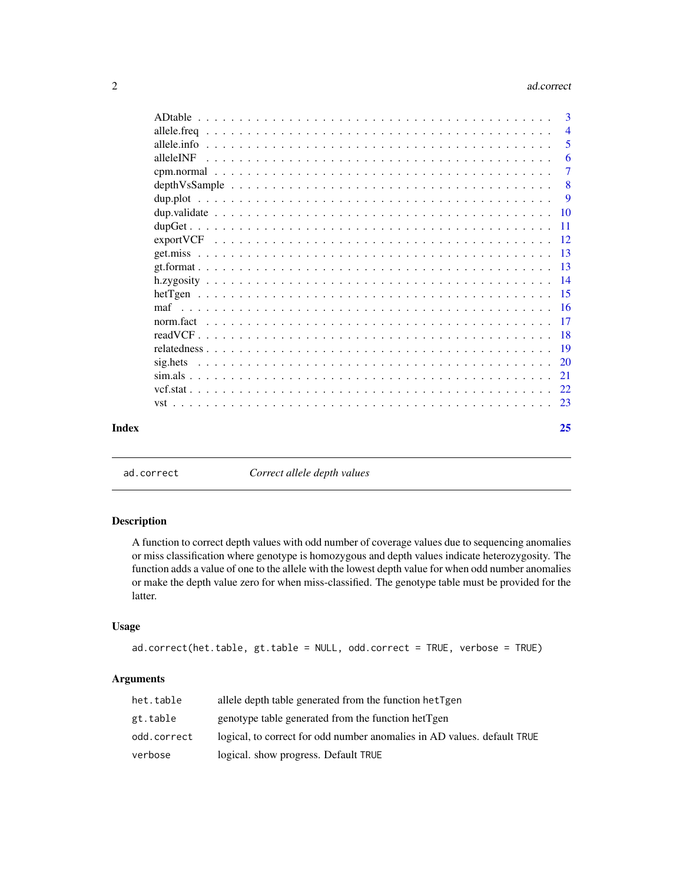ADtable . . . . . . . . . . . . . . . . . . . . . . . . . . . . . . . . . . . . . . . . 3
allele.freq . . . . . . . . . . . . . . . . . . . . . . . . . . . . . . . . . . . . . . . 4
allele.info . . . . . . . . . . . . . . . . . . . . . . . . . . . . . . . . . . . . . . . 5
alleleINF . . . . . . . . . . . . . . . . . . . . . . . . . . . . . . . . . . . . . . . . 6
cpm.normal . . . . . . . . . . . . . . . . . . . . . . . . . . . . . . . . . . . . . . . 7
depthVsSample . . . . . . . . . . . . . . . . . . . . . . . . . . . . . . . . . . . . . 8
dup.plot . . . . . . . . . . . . . . . . . . . . . . . . . . . . . . . . . . . . . . . . 9
dup.validate . . . . . . . . . . . . . . . . . . . . . . . . . . . . . . . . . . . . . . 10
dupGet . . . . . . . . . . . . . . . . . . . . . . . . . . . . . . . . . . . . . . . . . 11
exportVCF . . . . . . . . . . . . . . . . . . . . . . . . . . . . . . . . . . . . . . . 12
get.miss . . . . . . . . . . . . . . . . . . . . . . . . . . . . . . . . . . . . . . . . 13
gt.format . . . . . . . . . . . . . . . . . . . . . . . . . . . . . . . . . . . . . . . . 13
h.zygosity . . . . . . . . . . . . . . . . . . . . . . . . . . . . . . . . . . . . . . . 14
hetTgen . . . . . . . . . . . . . . . . . . . . . . . . . . . . . . . . . . . . . . . . . 15
maf . . . . . . . . . . . . . . . . . . . . . . . . . . . . . . . . . . . . . . . . . . . 16
norm.fact . . . . . . . . . . . . . . . . . . . . . . . . . . . . . . . . . . . . . . . . 17
readVCF . . . . . . . . . . . . . . . . . . . . . . . . . . . . . . . . . . . . . . . . . 18
relatedness . . . . . . . . . . . . . . . . . . . . . . . . . . . . . . . . . . . . . . . 19
sig.hets . . . . . . . . . . . . . . . . . . . . . . . . . . . . . . . . . . . . . . . . . 20
sim.als . . . . . . . . . . . . . . . . . . . . . . . . . . . . . . . . . . . . . . . . . 21
vcf.stat . . . . . . . . . . . . . . . . . . . . . . . . . . . . . . . . . . . . . . . . . 22
vst . . . . . . . . . . . . . . . . . . . . . . . . . . . . . . . . . . . . . . . . . . . 23

**Index** 25

---

`ad.correct` *Correct allele depth values*

---

## Description

A function to correct depth values with odd number of coverage values due to sequencing anomalies or miss classification where genotype is homozygous and depth values indicate heterozygosity. The function adds a value of one to the allele with the lowest depth value for when odd number anomalies or make the depth value zero for when miss-classified. The genotype table must be provided for the latter.

## Usage

```
ad.correct(het.table, gt.table = NULL, odd.correct = TRUE, verbose = TRUE)
```

## Arguments

| | |
|---|---|
| `het.table` | allele depth table generated from the function `hetTgen` |
| `gt.table` | genotype table generated from the function hetTgen |
| `odd.correct` | logical, to correct for odd number anomalies in AD values. default `TRUE` |
| `verbose` | logical. show progress. Default `TRUE` |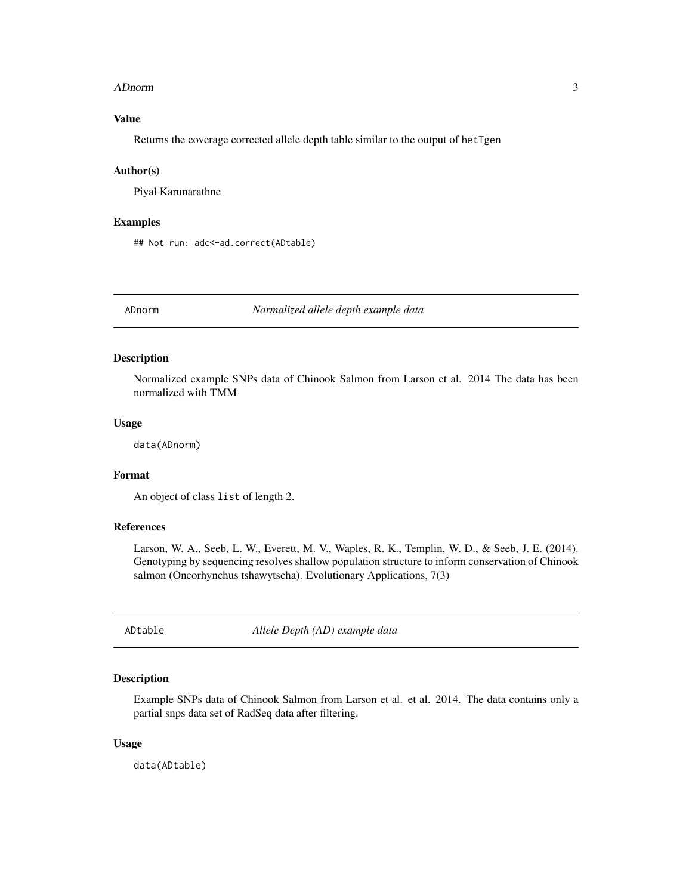### Value

Returns the coverage corrected allele depth table similar to the output of `hetTgen`

### Author(s)

Piyal Karunarathne

### Examples

```
## Not run: adc<-ad.correct(ADtable)
```

## ADnorm — *Normalized allele depth example data*

### Description

Normalized example SNPs data of Chinook Salmon from Larson et al. 2014 The data has been normalized with TMM

### Usage

```
data(ADnorm)
```

### Format

An object of class `list` of length 2.

### References

Larson, W. A., Seeb, L. W., Everett, M. V., Waples, R. K., Templin, W. D., & Seeb, J. E. (2014). Genotyping by sequencing resolves shallow population structure to inform conservation of Chinook salmon (Oncorhynchus tshawytscha). Evolutionary Applications, 7(3)

## ADtable — *Allele Depth (AD) example data*

### Description

Example SNPs data of Chinook Salmon from Larson et al. et al. 2014. The data contains only a partial snps data set of RadSeq data after filtering.

### Usage

```
data(ADtable)
```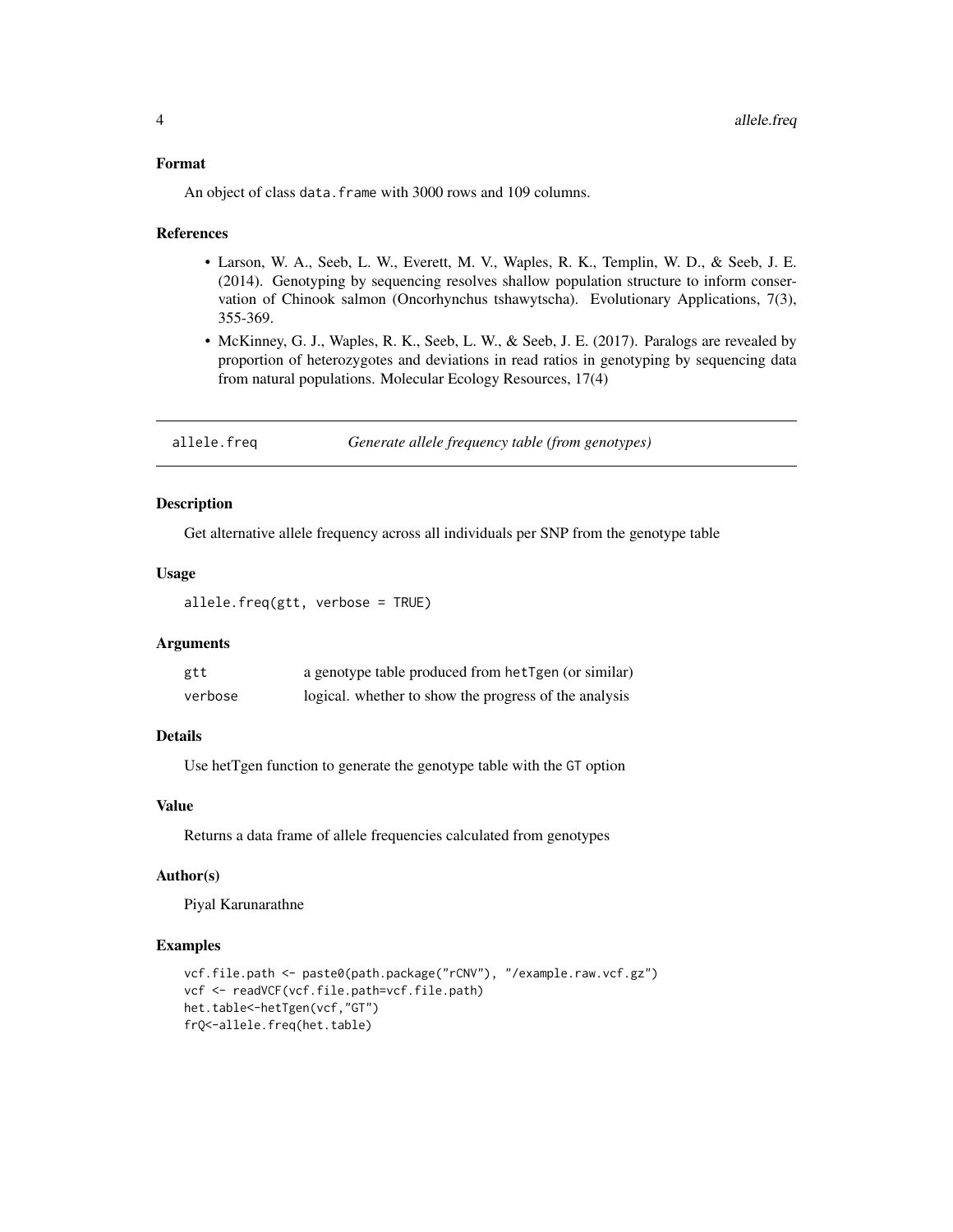### Format

An object of class `data.frame` with 3000 rows and 109 columns.

### References

- Larson, W. A., Seeb, L. W., Everett, M. V., Waples, R. K., Templin, W. D., & Seeb, J. E. (2014). Genotyping by sequencing resolves shallow population structure to inform conservation of Chinook salmon (Oncorhynchus tshawytscha). Evolutionary Applications, 7(3), 355-369.
- McKinney, G. J., Waples, R. K., Seeb, L. W., & Seeb, J. E. (2017). Paralogs are revealed by proportion of heterozygotes and deviations in read ratios in genotyping by sequencing data from natural populations. Molecular Ecology Resources, 17(4)

---

## allele.freq — *Generate allele frequency table (from genotypes)*

### Description

Get alternative allele frequency across all individuals per SNP from the genotype table

### Usage

```
allele.freq(gtt, verbose = TRUE)
```

### Arguments

| | |
|---|---|
| `gtt` | a genotype table produced from `hetTgen` (or similar) |
| `verbose` | logical. whether to show the progress of the analysis |

### Details

Use hetTgen function to generate the genotype table with the `GT` option

### Value

Returns a data frame of allele frequencies calculated from genotypes

### Author(s)

Piyal Karunarathne

### Examples

```
vcf.file.path <- paste0(path.package("rCNV"), "/example.raw.vcf.gz")
vcf <- readVCF(vcf.file.path=vcf.file.path)
het.table<-hetTgen(vcf,"GT")
frQ<-allele.freq(het.table)
```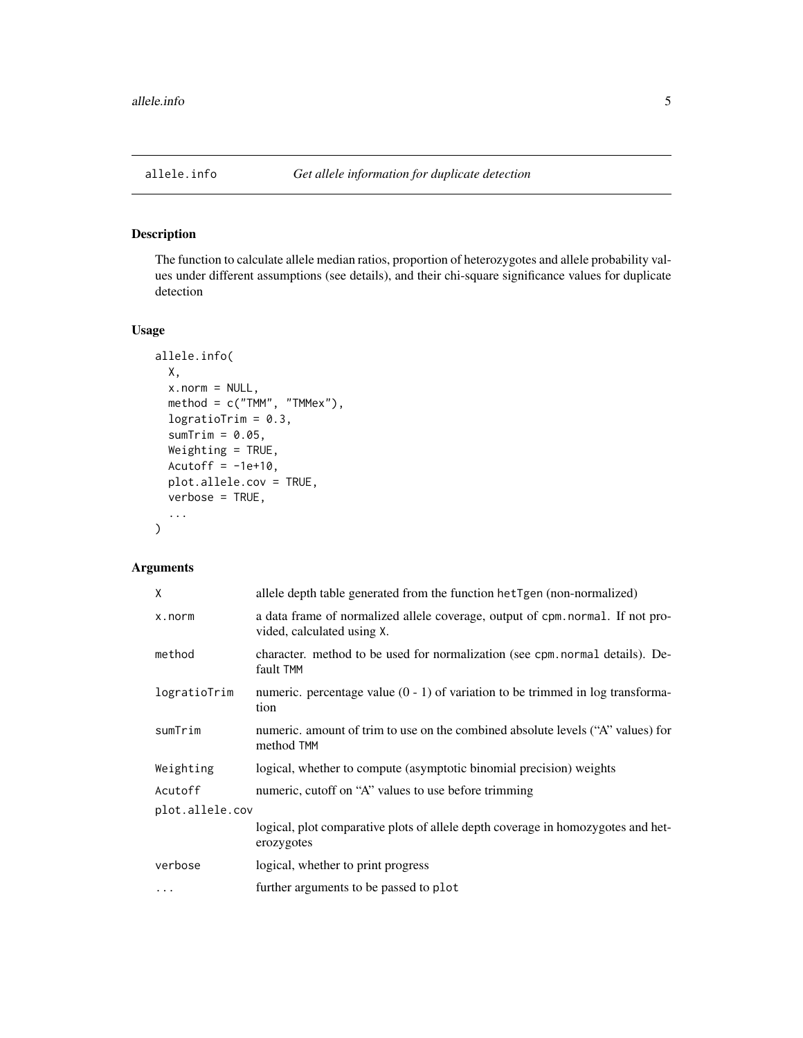# allele.info — *Get allele information for duplicate detection*

## Description

The function to calculate allele median ratios, proportion of heterozygotes and allele probability values under different assumptions (see details), and their chi-square significance values for duplicate detection

## Usage

```
allele.info(
  X,
  x.norm = NULL,
  method = c("TMM", "TMMex"),
  logratioTrim = 0.3,
  sumTrim = 0.05,
  Weighting = TRUE,
  Acutoff = -1e+10,
  plot.allele.cov = TRUE,
  verbose = TRUE,
  ...
)
```

## Arguments

| Argument | Description |
|---|---|
| `X` | allele depth table generated from the function `hetTgen` (non-normalized) |
| `x.norm` | a data frame of normalized allele coverage, output of `cpm.normal`. If not provided, calculated using `X`. |
| `method` | character. method to be used for normalization (see `cpm.normal` details). Default `TMM` |
| `logratioTrim` | numeric. percentage value (0 - 1) of variation to be trimmed in log transformation |
| `sumTrim` | numeric. amount of trim to use on the combined absolute levels (“A” values) for method `TMM` |
| `Weighting` | logical, whether to compute (asymptotic binomial precision) weights |
| `Acutoff` | numeric, cutoff on “A” values to use before trimming |
| `plot.allele.cov` | logical, plot comparative plots of allele depth coverage in homozygotes and heterozygotes |
| `verbose` | logical, whether to print progress |
| `...` | further arguments to be passed to `plot` |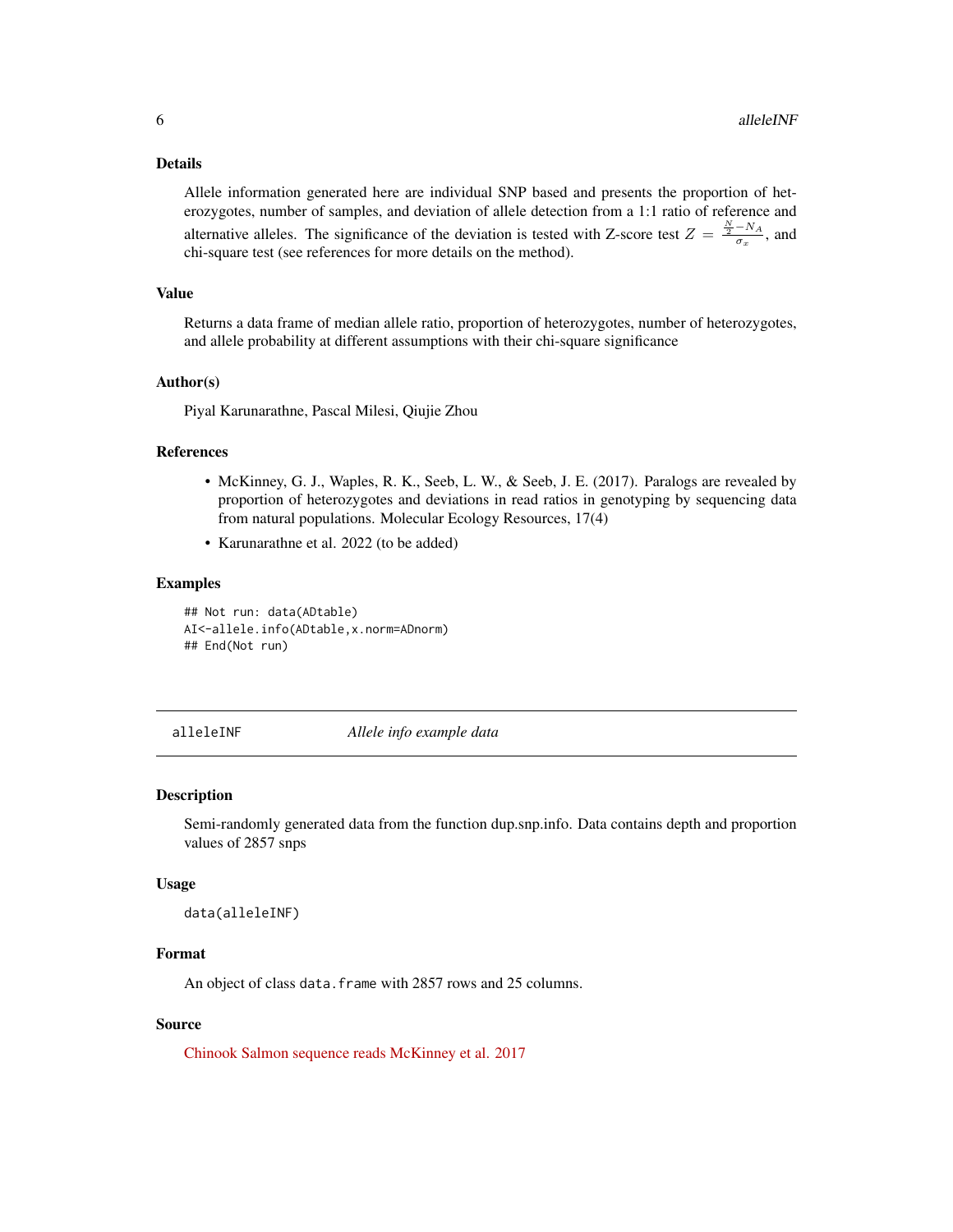### Details

Allele information generated here are individual SNP based and presents the proportion of heterozygotes, number of samples, and deviation of allele detection from a 1:1 ratio of reference and alternative alleles. The significance of the deviation is tested with Z-score test $Z = \frac{\frac{N}{2} - N_A}{\sigma_x}$, and chi-square test (see references for more details on the method).

### Value

Returns a data frame of median allele ratio, proportion of heterozygotes, number of heterozygotes, and allele probability at different assumptions with their chi-square significance

### Author(s)

Piyal Karunarathne, Pascal Milesi, Qiujie Zhou

### References

- McKinney, G. J., Waples, R. K., Seeb, L. W., & Seeb, J. E. (2017). Paralogs are revealed by proportion of heterozygotes and deviations in read ratios in genotyping by sequencing data from natural populations. Molecular Ecology Resources, 17(4)
- Karunarathne et al. 2022 (to be added)

### Examples

```
## Not run: data(ADtable)
AI<-allele.info(ADtable,x.norm=ADnorm)
## End(Not run)
```

---

## alleleINF — *Allele info example data*

### Description

Semi-randomly generated data from the function dup.snp.info. Data contains depth and proportion values of 2857 snps

### Usage

```
data(alleleINF)
```

### Format

An object of class `data.frame` with 2857 rows and 25 columns.

### Source

Chinook Salmon sequence reads McKinney et al. 2017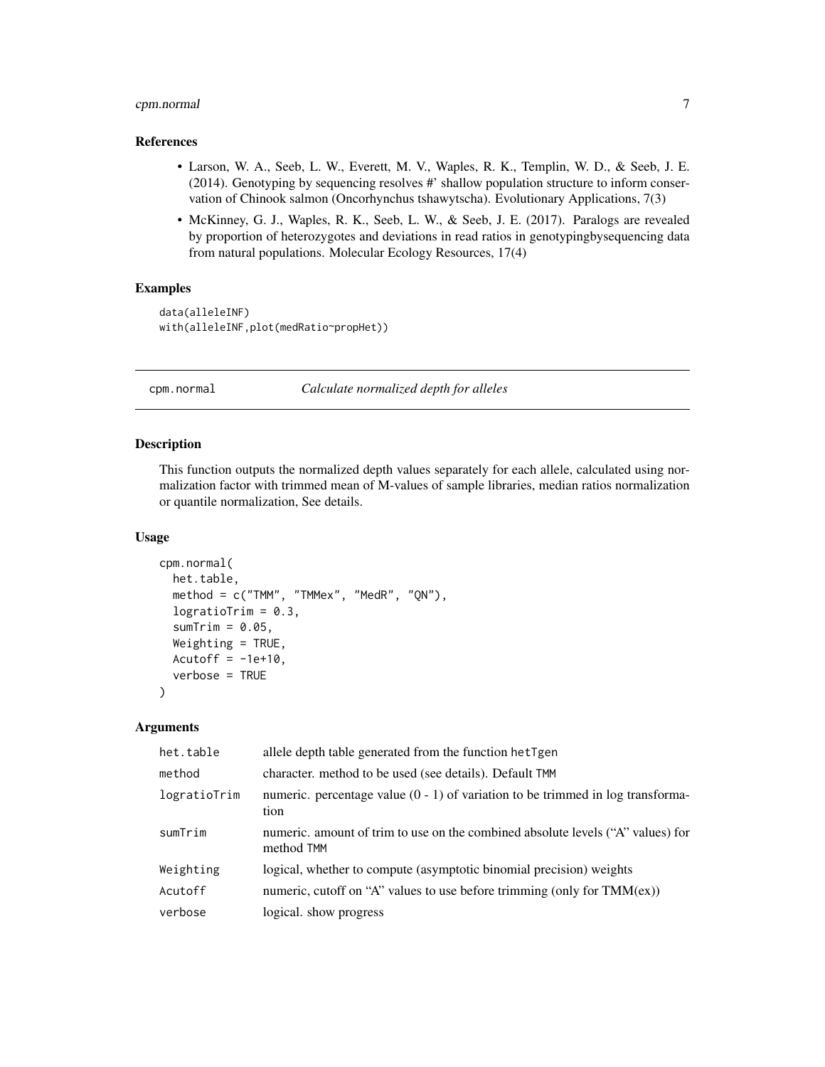## References

- Larson, W. A., Seeb, L. W., Everett, M. V., Waples, R. K., Templin, W. D., & Seeb, J. E. (2014). Genotyping by sequencing resolves #' shallow population structure to inform conservation of Chinook salmon (Oncorhynchus tshawytscha). Evolutionary Applications, 7(3)
- McKinney, G. J., Waples, R. K., Seeb, L. W., & Seeb, J. E. (2017). Paralogs are revealed by proportion of heterozygotes and deviations in read ratios in genotypingbysequencing data from natural populations. Molecular Ecology Resources, 17(4)

## Examples

```
data(alleleINF)
with(alleleINF,plot(medRatio~propHet))
```

---

# cpm.normal — *Calculate normalized depth for alleles*

## Description

This function outputs the normalized depth values separately for each allele, calculated using normalization factor with trimmed mean of M-values of sample libraries, median ratios normalization or quantile normalization, See details.

## Usage

```
cpm.normal(
  het.table,
  method = c("TMM", "TMMex", "MedR", "QN"),
  logratioTrim = 0.3,
  sumTrim = 0.05,
  Weighting = TRUE,
  Acutoff = -1e+10,
  verbose = TRUE
)
```

## Arguments

| | |
|---|---|
| het.table | allele depth table generated from the function hetTgen |
| method | character. method to be used (see details). Default TMM |
| logratioTrim | numeric. percentage value (0 - 1) of variation to be trimmed in log transformation |
| sumTrim | numeric. amount of trim to use on the combined absolute levels ("A" values) for method TMM |
| Weighting | logical, whether to compute (asymptotic binomial precision) weights |
| Acutoff | numeric, cutoff on "A" values to use before trimming (only for TMM(ex)) |
| verbose | logical. show progress |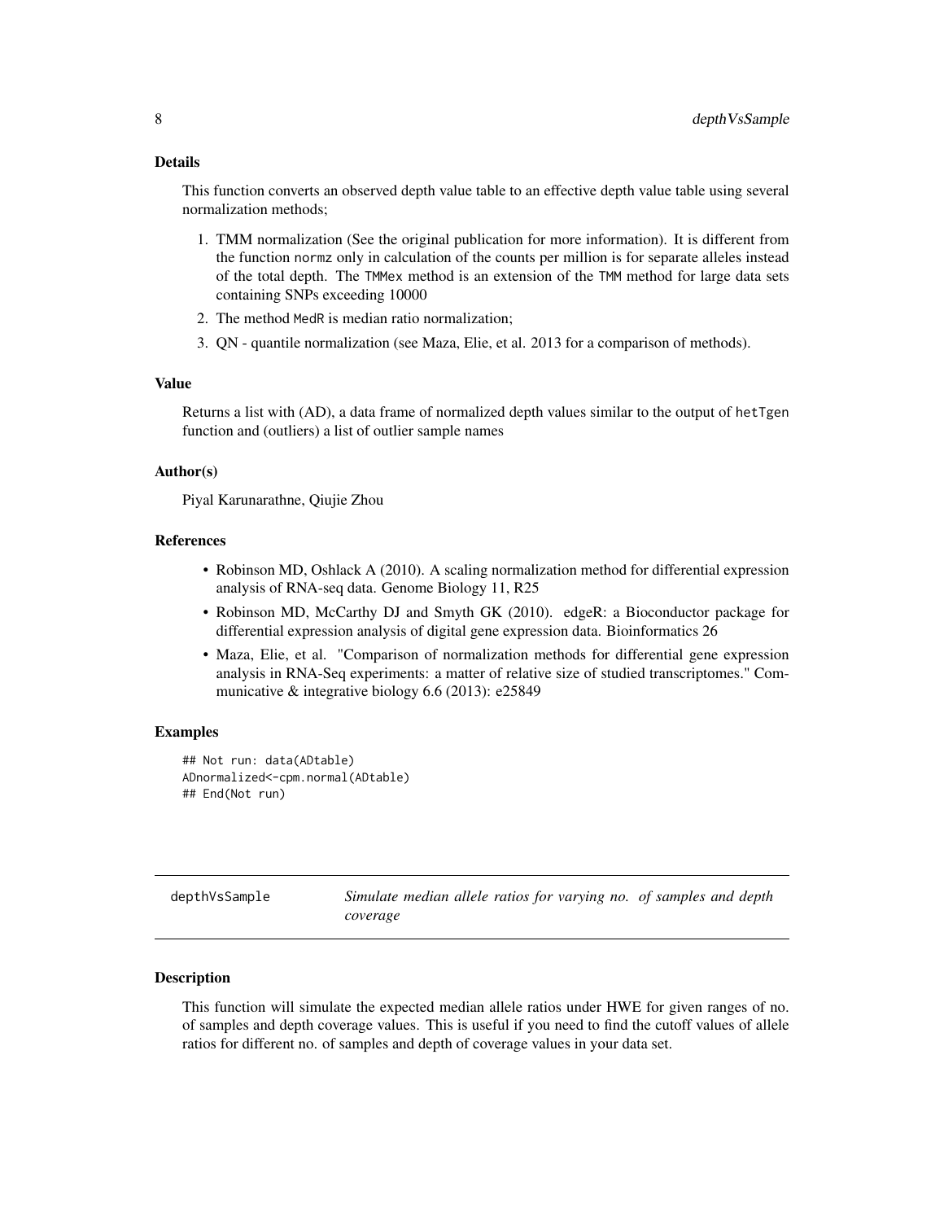### Details

This function converts an observed depth value table to an effective depth value table using several normalization methods;

1. TMM normalization (See the original publication for more information). It is different from the function `normz` only in calculation of the counts per million is for separate alleles instead of the total depth. The `TMMex` method is an extension of the `TMM` method for large data sets containing SNPs exceeding 10000
2. The method `MedR` is median ratio normalization;
3. QN - quantile normalization (see Maza, Elie, et al. 2013 for a comparison of methods).

### Value

Returns a list with (AD), a data frame of normalized depth values similar to the output of `hetTgen` function and (outliers) a list of outlier sample names

### Author(s)

Piyal Karunarathne, Qiujie Zhou

### References

- Robinson MD, Oshlack A (2010). A scaling normalization method for differential expression analysis of RNA-seq data. Genome Biology 11, R25
- Robinson MD, McCarthy DJ and Smyth GK (2010). edgeR: a Bioconductor package for differential expression analysis of digital gene expression data. Bioinformatics 26
- Maza, Elie, et al. "Comparison of normalization methods for differential gene expression analysis in RNA-Seq experiments: a matter of relative size of studied transcriptomes." Communicative & integrative biology 6.6 (2013): e25849

### Examples

```
## Not run: data(ADtable)
ADnormalized<-cpm.normal(ADtable)
## End(Not run)
```

---

## depthVsSample &nbsp;&nbsp; *Simulate median allele ratios for varying no. of samples and depth coverage*

### Description

This function will simulate the expected median allele ratios under HWE for given ranges of no. of samples and depth coverage values. This is useful if you need to find the cutoff values of allele ratios for different no. of samples and depth of coverage values in your data set.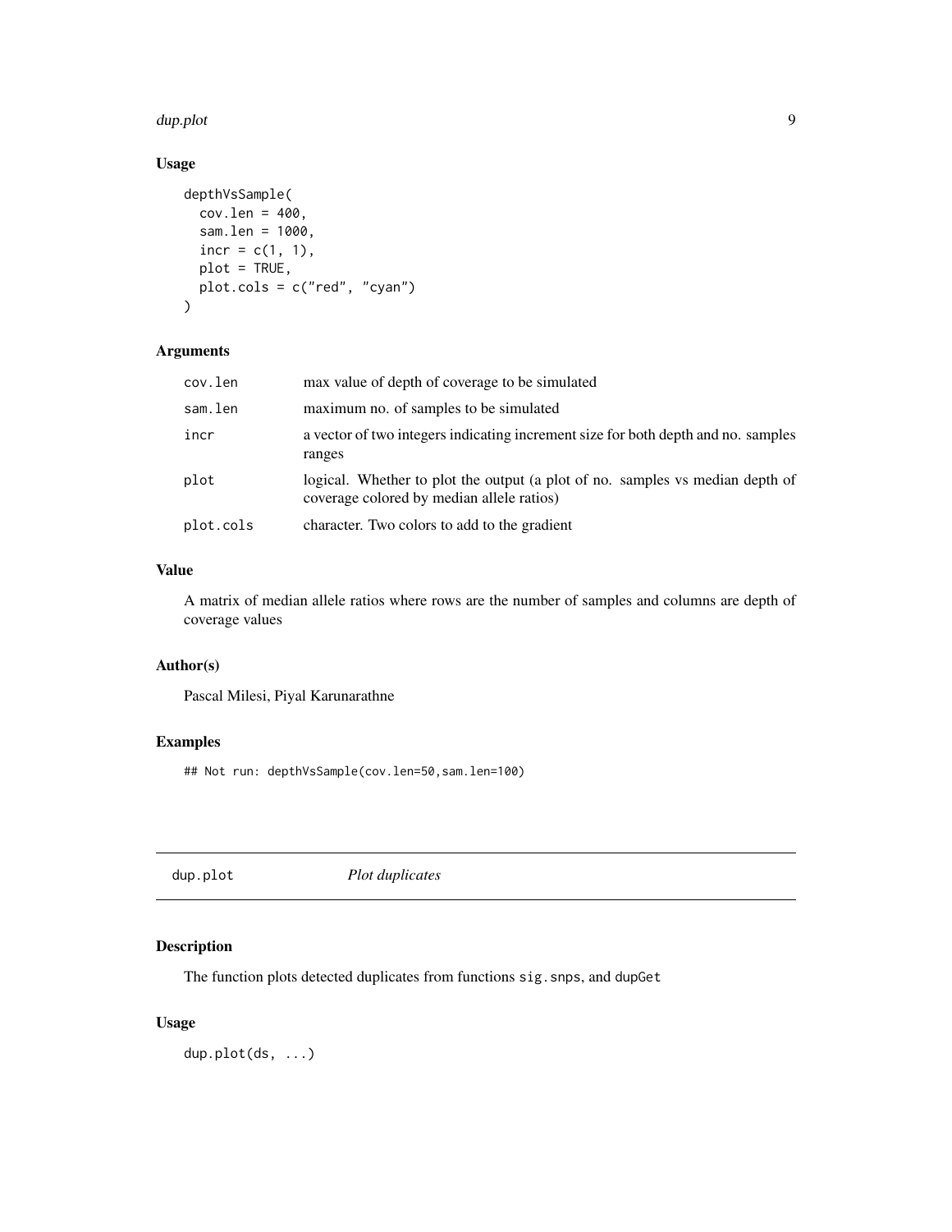### Usage

```
depthVsSample(
  cov.len = 400,
  sam.len = 1000,
  incr = c(1, 1),
  plot = TRUE,
  plot.cols = c("red", "cyan")
)
```

### Arguments

| | |
|---|---|
| `cov.len` | max value of depth of coverage to be simulated |
| `sam.len` | maximum no. of samples to be simulated |
| `incr` | a vector of two integers indicating increment size for both depth and no. samples ranges |
| `plot` | logical. Whether to plot the output (a plot of no. samples vs median depth of coverage colored by median allele ratios) |
| `plot.cols` | character. Two colors to add to the gradient |

### Value

A matrix of median allele ratios where rows are the number of samples and columns are depth of coverage values

### Author(s)

Pascal Milesi, Piyal Karunarathne

### Examples

```
## Not run: depthVsSample(cov.len=50,sam.len=100)
```

---

## dup.plot    *Plot duplicates*

---

### Description

The function plots detected duplicates from functions `sig.snps`, and `dupGet`

### Usage

```
dup.plot(ds, ...)
```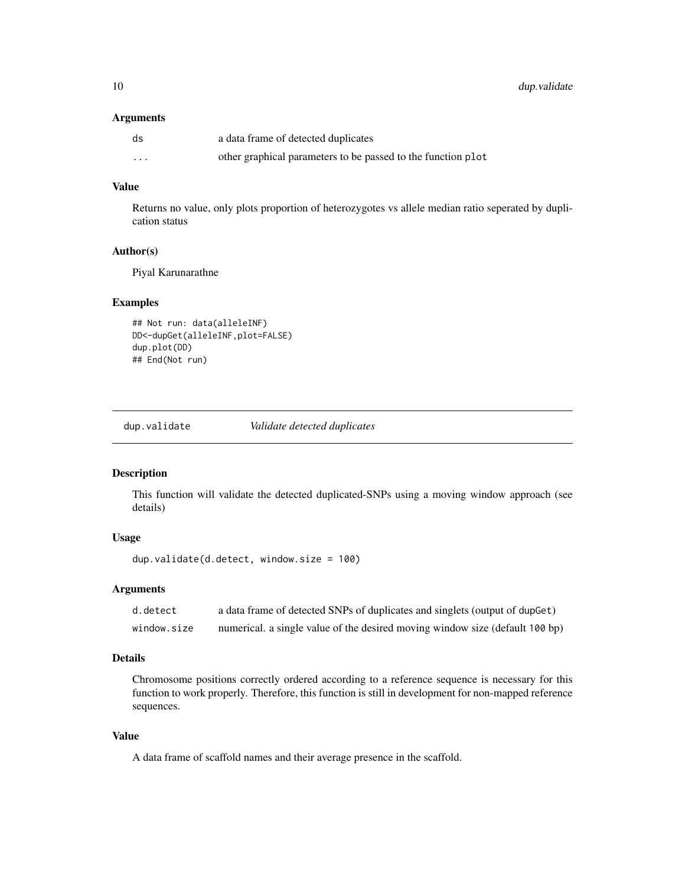### Arguments

| | |
|---|---|
| ds | a data frame of detected duplicates |
| ... | other graphical parameters to be passed to the function plot |

### Value

Returns no value, only plots proportion of heterozygotes vs allele median ratio seperated by duplication status

### Author(s)

Piyal Karunarathne

### Examples

```
## Not run: data(alleleINF)
DD<-dupGet(alleleINF,plot=FALSE)
dup.plot(DD)
## End(Not run)
```

---

## dup.validate &emsp; *Validate detected duplicates*

### Description

This function will validate the detected duplicated-SNPs using a moving window approach (see details)

### Usage

```
dup.validate(d.detect, window.size = 100)
```

### Arguments

| | |
|---|---|
| d.detect | a data frame of detected SNPs of duplicates and singlets (output of dupGet) |
| window.size | numerical. a single value of the desired moving window size (default 100 bp) |

### Details

Chromosome positions correctly ordered according to a reference sequence is necessary for this function to work properly. Therefore, this function is still in development for non-mapped reference sequences.

### Value

A data frame of scaffold names and their average presence in the scaffold.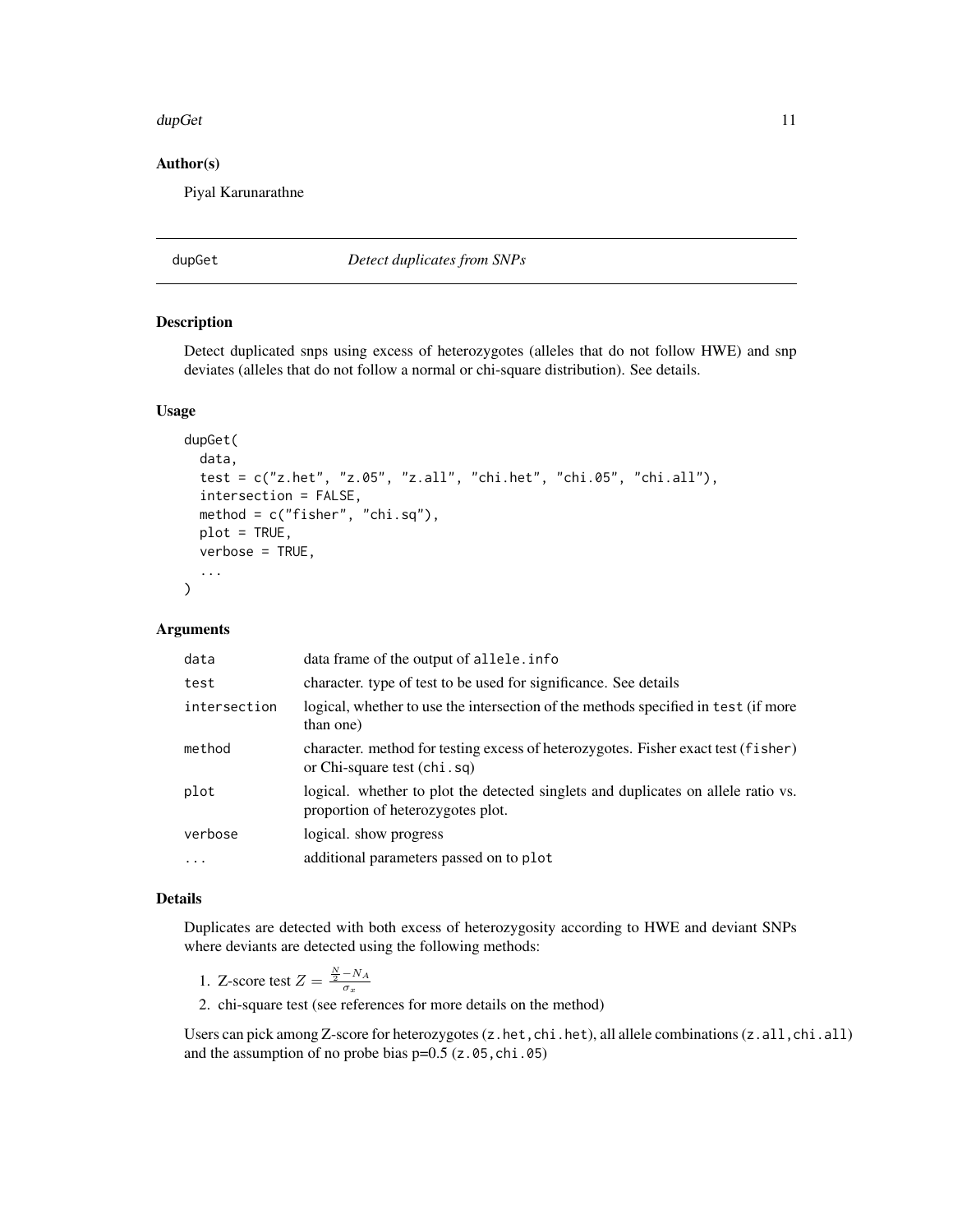## Author(s)

Piyal Karunarathne

---

# dupGet *Detect duplicates from SNPs*

---

## Description

Detect duplicated snps using excess of heterozygotes (alleles that do not follow HWE) and snp deviates (alleles that do not follow a normal or chi-square distribution). See details.

## Usage

```
dupGet(
  data,
  test = c("z.het", "z.05", "z.all", "chi.het", "chi.05", "chi.all"),
  intersection = FALSE,
  method = c("fisher", "chi.sq"),
  plot = TRUE,
  verbose = TRUE,
  ...
)
```

## Arguments

| | |
|---|---|
| `data` | data frame of the output of `allele.info` |
| `test` | character. type of test to be used for significance. See details |
| `intersection` | logical, whether to use the intersection of the methods specified in `test` (if more than one) |
| `method` | character. method for testing excess of heterozygotes. Fisher exact test (`fisher`) or Chi-square test (`chi.sq`) |
| `plot` | logical. whether to plot the detected singlets and duplicates on allele ratio vs. proportion of heterozygotes plot. |
| `verbose` | logical. show progress |
| `...` | additional parameters passed on to `plot` |

## Details

Duplicates are detected with both excess of heterozygosity according to HWE and deviant SNPs where deviants are detected using the following methods:

1. Z-score test $Z = \frac{\frac{N}{2} - N_A}{\sigma_x}$
2. chi-square test (see references for more details on the method)

Users can pick among Z-score for heterozygotes (`z.het`, `chi.het`), all allele combinations (`z.all`, `chi.all`) and the assumption of no probe bias p=0.5 (`z.05`, `chi.05`)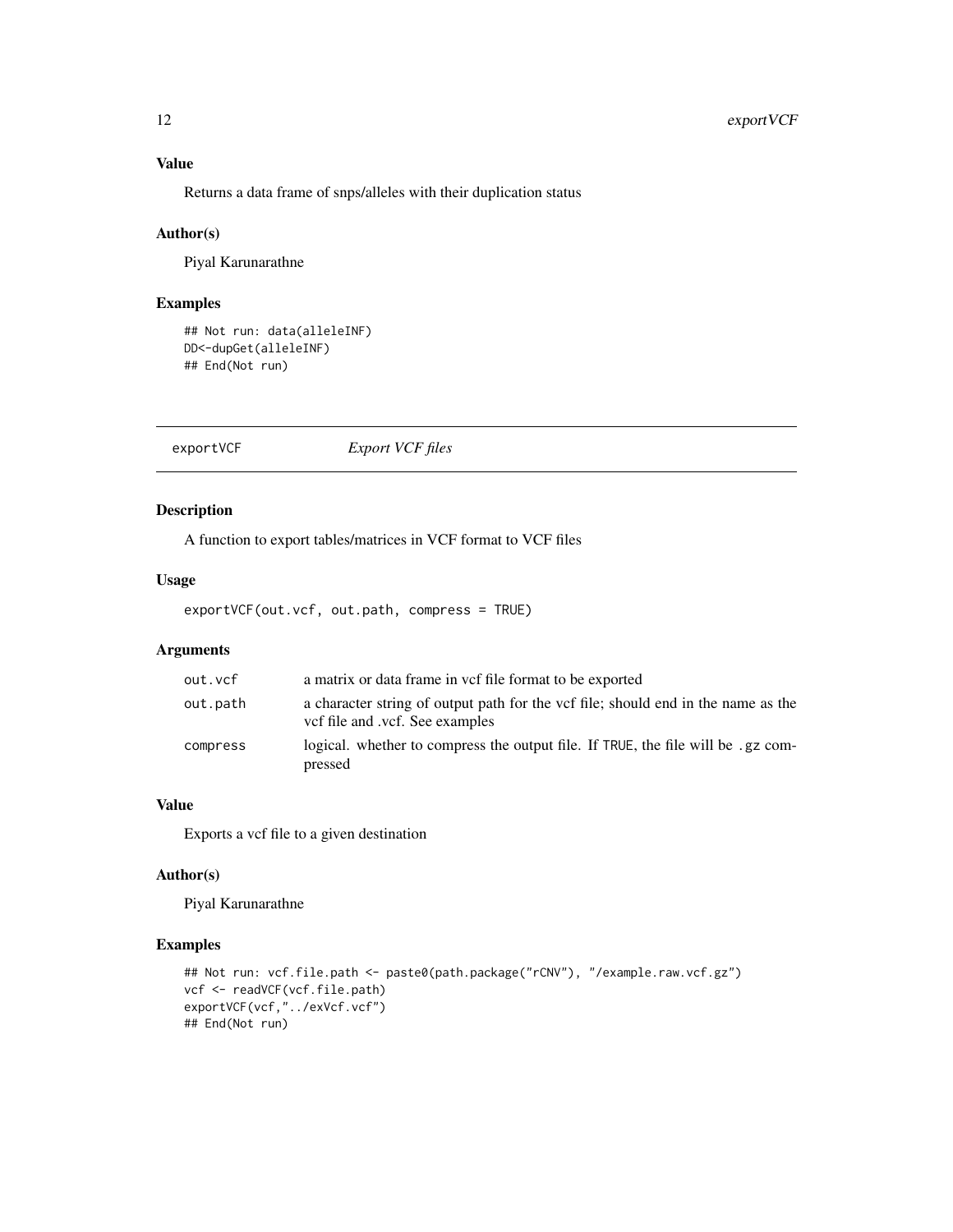### Value

Returns a data frame of snps/alleles with their duplication status

### Author(s)

Piyal Karunarathne

### Examples

```
## Not run: data(alleleINF)
DD<-dupGet(alleleINF)
## End(Not run)
```

---

## exportVCF *Export VCF files*

### Description

A function to export tables/matrices in VCF format to VCF files

### Usage

```
exportVCF(out.vcf, out.path, compress = TRUE)
```

### Arguments

| | |
|---|---|
| out.vcf | a matrix or data frame in vcf file format to be exported |
| out.path | a character string of output path for the vcf file; should end in the name as the vcf file and .vcf. See examples |
| compress | logical. whether to compress the output file. If TRUE, the file will be .gz compressed |

### Value

Exports a vcf file to a given destination

### Author(s)

Piyal Karunarathne

### Examples

```
## Not run: vcf.file.path <- paste0(path.package("rCNV"), "/example.raw.vcf.gz")
vcf <- readVCF(vcf.file.path)
exportVCF(vcf,"../exVcf.vcf")
## End(Not run)
```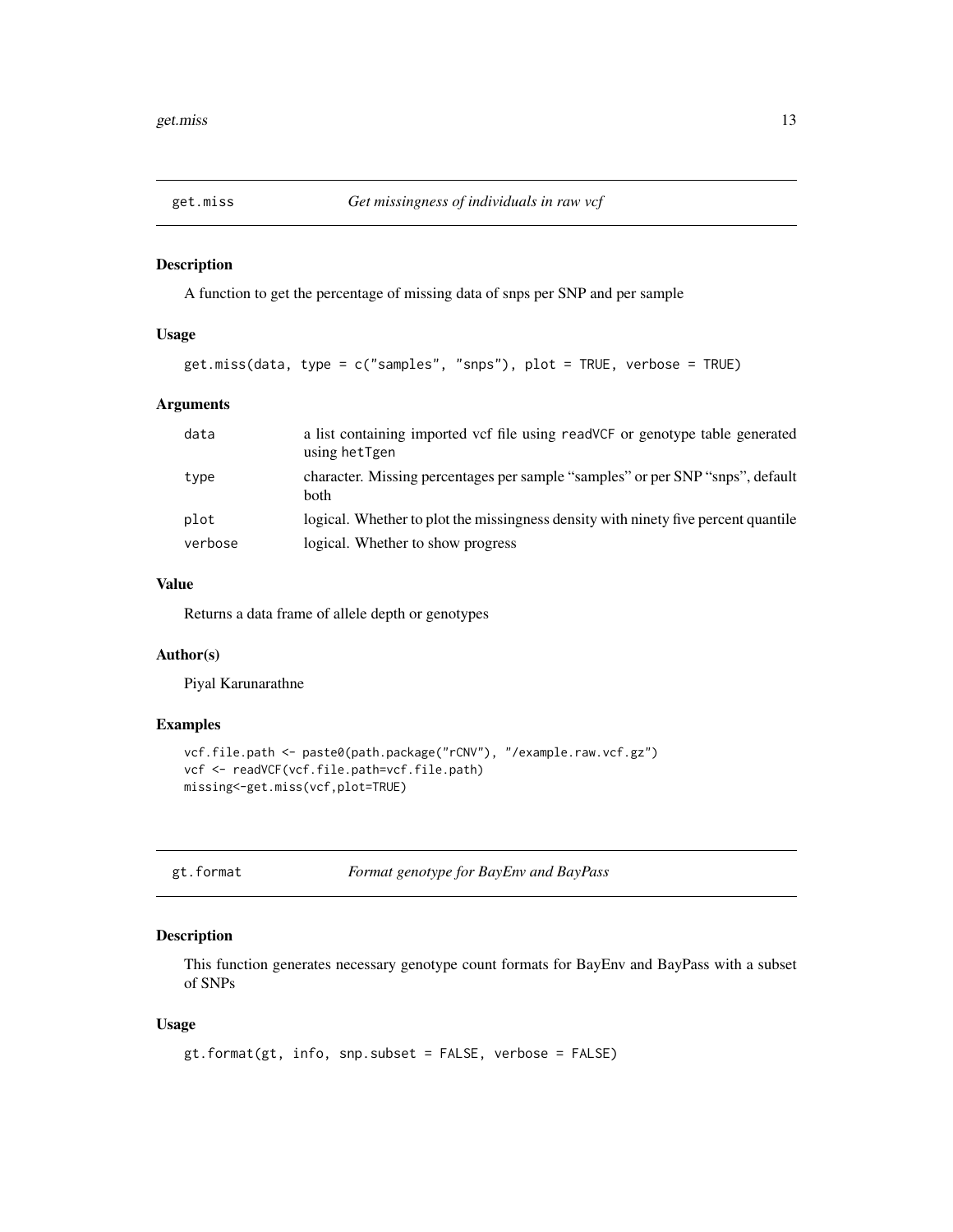## get.miss — *Get missingness of individuals in raw vcf*

### Description

A function to get the percentage of missing data of snps per SNP and per sample

### Usage

```
get.miss(data, type = c("samples", "snps"), plot = TRUE, verbose = TRUE)
```

### Arguments

| | |
|---|---|
| data | a list containing imported vcf file using `readVCF` or genotype table generated using `hetTgen` |
| type | character. Missing percentages per sample "samples" or per SNP "snps", default both |
| plot | logical. Whether to plot the missingness density with ninety five percent quantile |
| verbose | logical. Whether to show progress |

### Value

Returns a data frame of allele depth or genotypes

### Author(s)

Piyal Karunarathne

### Examples

```
vcf.file.path <- paste0(path.package("rCNV"), "/example.raw.vcf.gz")
vcf <- readVCF(vcf.file.path=vcf.file.path)
missing<-get.miss(vcf,plot=TRUE)
```

## gt.format — *Format genotype for BayEnv and BayPass*

### Description

This function generates necessary genotype count formats for BayEnv and BayPass with a subset of SNPs

### Usage

```
gt.format(gt, info, snp.subset = FALSE, verbose = FALSE)
```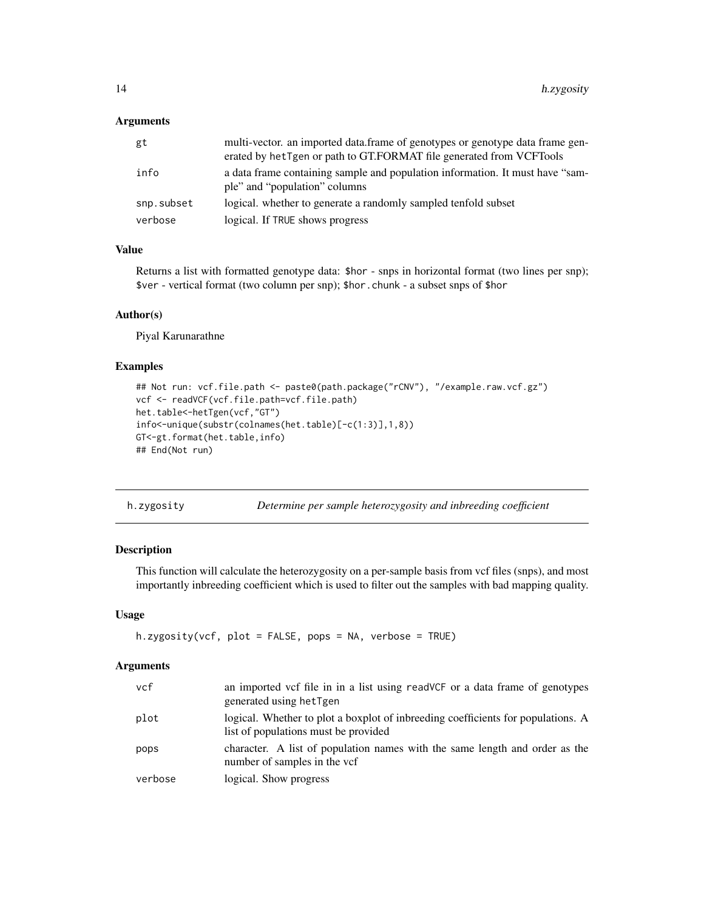### Arguments

| | |
|---|---|
| gt | multi-vector. an imported data.frame of genotypes or genotype data frame generated by hetTgen or path to GT.FORMAT file generated from VCFTools |
| info | a data frame containing sample and population information. It must have "sample" and "population" columns |
| snp.subset | logical. whether to generate a randomly sampled tenfold subset |
| verbose | logical. If TRUE shows progress |

### Value

Returns a list with formatted genotype data: $hor - snps in horizontal format (two lines per snp); $ver - vertical format (two column per snp); $hor.chunk - a subset snps of $hor

### Author(s)

Piyal Karunarathne

### Examples

```
## Not run: vcf.file.path <- paste0(path.package("rCNV"), "/example.raw.vcf.gz")
vcf <- readVCF(vcf.file.path=vcf.file.path)
het.table<-hetTgen(vcf,"GT")
info<-unique(substr(colnames(het.table)[-c(1:3)],1,8))
GT<-gt.format(het.table,info)
## End(Not run)
```

## h.zygosity *Determine per sample heterozygosity and inbreeding coefficient*

### Description

This function will calculate the heterozygosity on a per-sample basis from vcf files (snps), and most importantly inbreeding coefficient which is used to filter out the samples with bad mapping quality.

### Usage

```
h.zygosity(vcf, plot = FALSE, pops = NA, verbose = TRUE)
```

### Arguments

| | |
|---|---|
| vcf | an imported vcf file in in a list using readVCF or a data frame of genotypes generated using hetTgen |
| plot | logical. Whether to plot a boxplot of inbreeding coefficients for populations. A list of populations must be provided |
| pops | character. A list of population names with the same length and order as the number of samples in the vcf |
| verbose | logical. Show progress |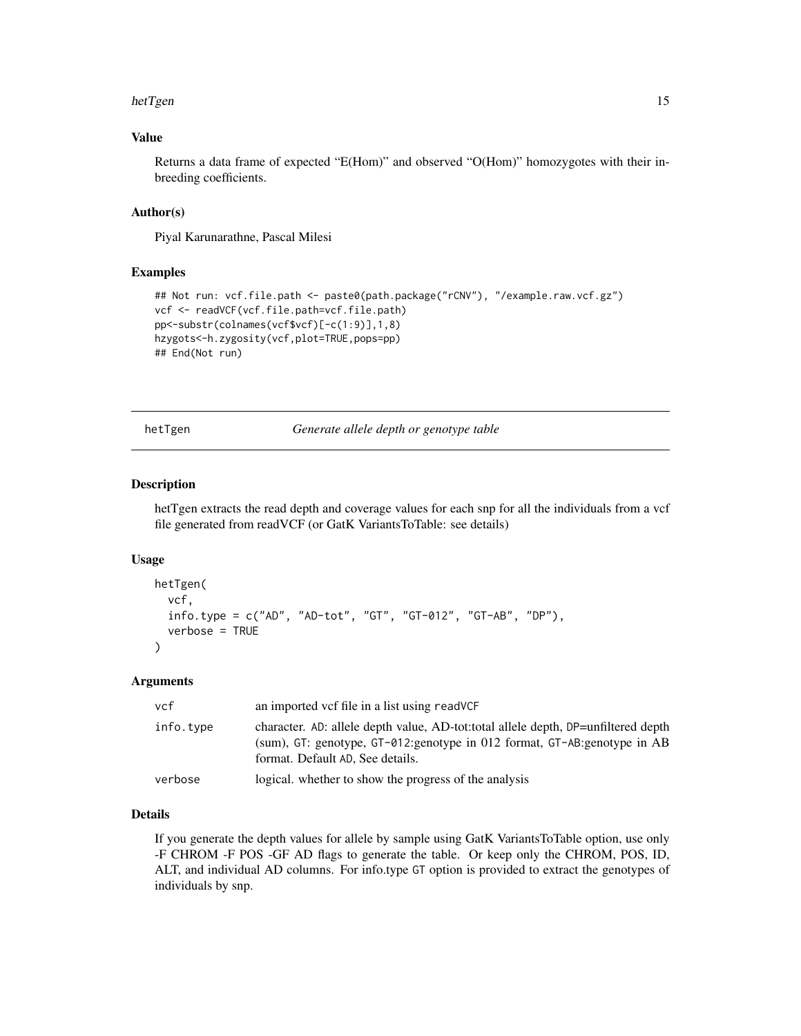### Value

Returns a data frame of expected "E(Hom)" and observed "O(Hom)" homozygotes with their inbreeding coefficients.

### Author(s)

Piyal Karunarathne, Pascal Milesi

### Examples

```
## Not run: vcf.file.path <- paste0(path.package("rCNV"), "/example.raw.vcf.gz")
vcf <- readVCF(vcf.file.path=vcf.file.path)
pp<-substr(colnames(vcf$vcf)[-c(1:9)],1,8)
hzygots<-h.zygosity(vcf,plot=TRUE,pops=pp)
## End(Not run)
```

---

## hetTgen &nbsp;&nbsp;&nbsp;&nbsp; *Generate allele depth or genotype table*

### Description

hetTgen extracts the read depth and coverage values for each snp for all the individuals from a vcf file generated from readVCF (or GatK VariantsToTable: see details)

### Usage

```
hetTgen(
  vcf,
  info.type = c("AD", "AD-tot", "GT", "GT-012", "GT-AB", "DP"),
  verbose = TRUE
)
```

### Arguments

| | |
|---|---|
| `vcf` | an imported vcf file in a list using `readVCF` |
| `info.type` | character. `AD`: allele depth value, AD-tot:total allele depth, `DP`=unfiltered depth (sum), `GT`: genotype, `GT-012`:genotype in 012 format, `GT-AB`:genotype in AB format. Default `AD`, See details. |
| `verbose` | logical. whether to show the progress of the analysis |

### Details

If you generate the depth values for allele by sample using GatK VariantsToTable option, use only -F CHROM -F POS -GF AD flags to generate the table. Or keep only the CHROM, POS, ID, ALT, and individual AD columns. For info.type `GT` option is provided to extract the genotypes of individuals by snp.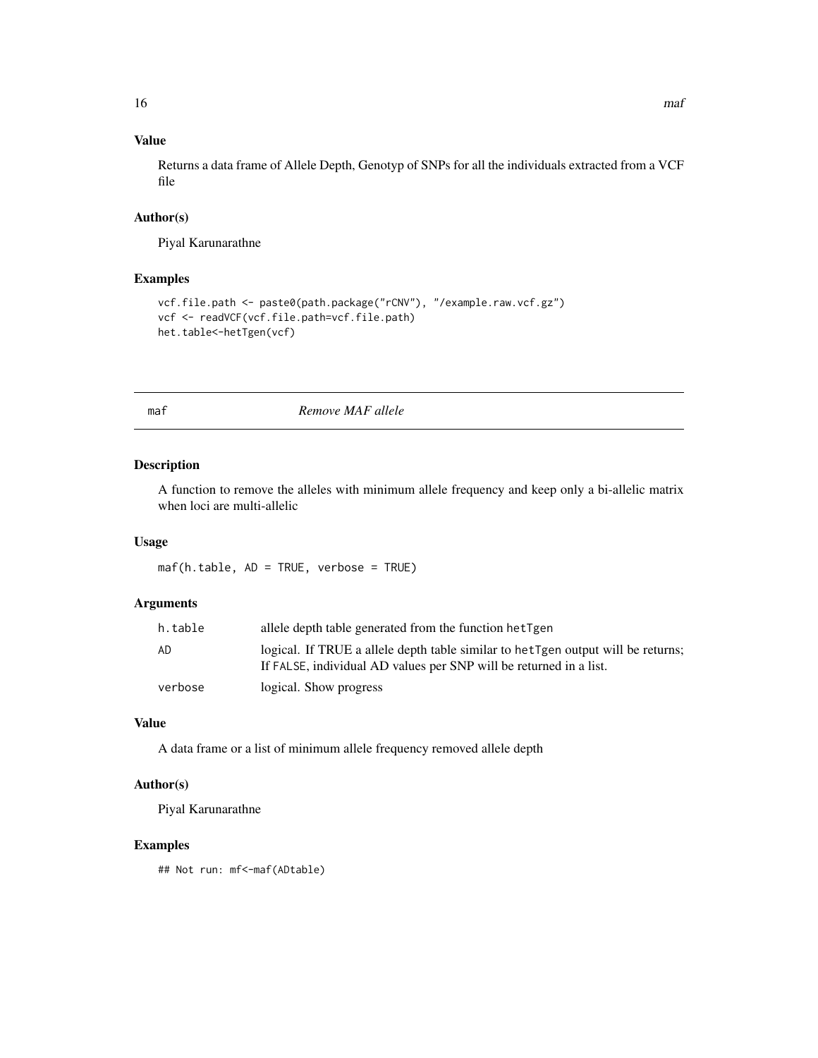### Value

Returns a data frame of Allele Depth, Genotyp of SNPs for all the individuals extracted from a VCF file

### Author(s)

Piyal Karunarathne

### Examples

```
vcf.file.path <- paste0(path.package("rCNV"), "/example.raw.vcf.gz")
vcf <- readVCF(vcf.file.path=vcf.file.path)
het.table<-hetTgen(vcf)
```

---

## maf *Remove MAF allele*

---

### Description

A function to remove the alleles with minimum allele frequency and keep only a bi-allelic matrix when loci are multi-allelic

### Usage

```
maf(h.table, AD = TRUE, verbose = TRUE)
```

### Arguments

| | |
|---|---|
| `h.table` | allele depth table generated from the function `hetTgen` |
| `AD` | logical. If TRUE a allele depth table similar to `hetTgen` output will be returns; If `FALSE`, individual AD values per SNP will be returned in a list. |
| `verbose` | logical. Show progress |

### Value

A data frame or a list of minimum allele frequency removed allele depth

### Author(s)

Piyal Karunarathne

### Examples

```
## Not run: mf<-maf(ADtable)
```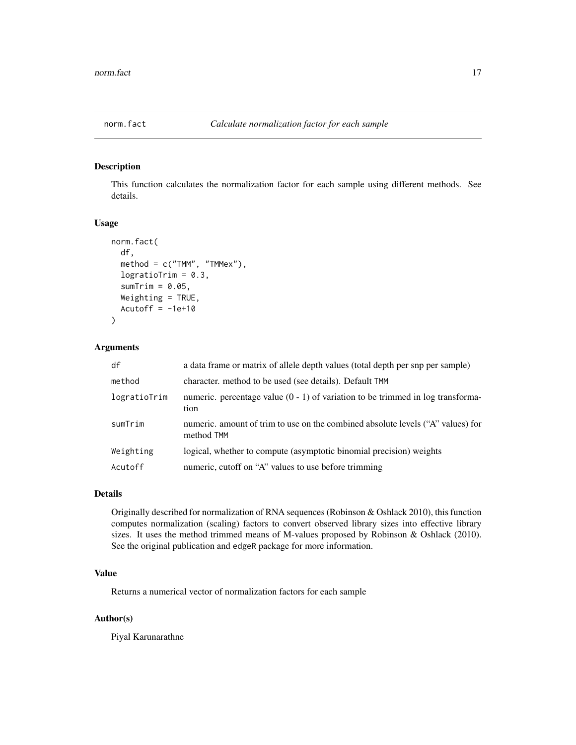# norm.fact *Calculate normalization factor for each sample*

## Description

This function calculates the normalization factor for each sample using different methods. See details.

## Usage

```
norm.fact(
  df,
  method = c("TMM", "TMMex"),
  logratioTrim = 0.3,
  sumTrim = 0.05,
  Weighting = TRUE,
  Acutoff = -1e+10
)
```

## Arguments

| | |
|---|---|
| df | a data frame or matrix of allele depth values (total depth per snp per sample) |
| method | character. method to be used (see details). Default TMM |
| logratioTrim | numeric. percentage value (0 - 1) of variation to be trimmed in log transformation |
| sumTrim | numeric. amount of trim to use on the combined absolute levels ("A" values) for method TMM |
| Weighting | logical, whether to compute (asymptotic binomial precision) weights |
| Acutoff | numeric, cutoff on "A" values to use before trimming |

## Details

Originally described for normalization of RNA sequences (Robinson & Oshlack 2010), this function computes normalization (scaling) factors to convert observed library sizes into effective library sizes. It uses the method trimmed means of M-values proposed by Robinson & Oshlack (2010). See the original publication and edgeR package for more information.

## Value

Returns a numerical vector of normalization factors for each sample

## Author(s)

Piyal Karunarathne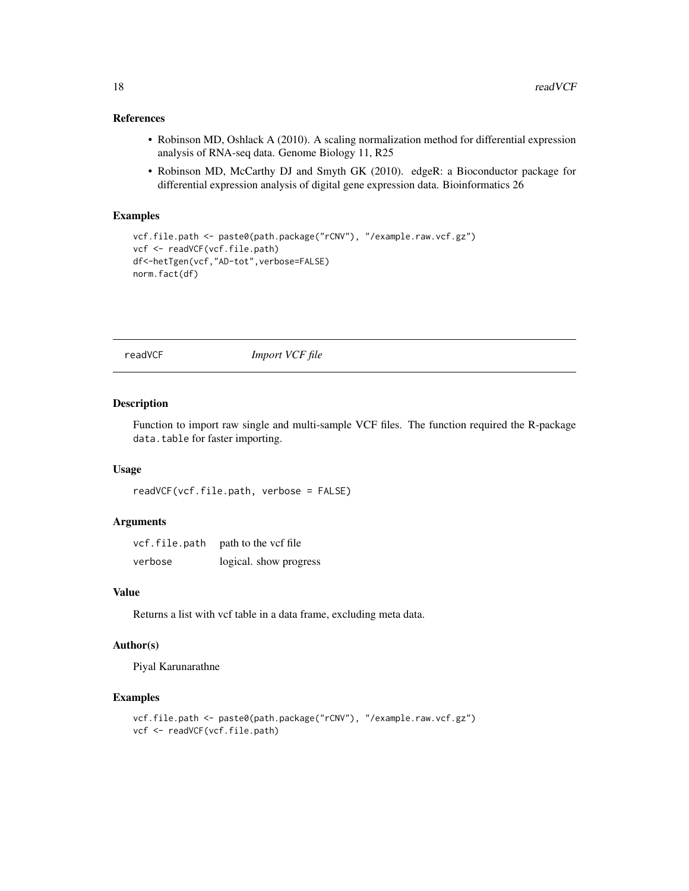### References

- Robinson MD, Oshlack A (2010). A scaling normalization method for differential expression analysis of RNA-seq data. Genome Biology 11, R25
- Robinson MD, McCarthy DJ and Smyth GK (2010). edgeR: a Bioconductor package for differential expression analysis of digital gene expression data. Bioinformatics 26

### Examples

```
vcf.file.path <- paste0(path.package("rCNV"), "/example.raw.vcf.gz")
vcf <- readVCF(vcf.file.path)
df<-hetTgen(vcf,"AD-tot",verbose=FALSE)
norm.fact(df)
```

---

## readVCF *Import VCF file*

---

### Description

Function to import raw single and multi-sample VCF files. The function required the R-package `data.table` for faster importing.

### Usage

```
readVCF(vcf.file.path, verbose = FALSE)
```

### Arguments

| | |
|---|---|
| `vcf.file.path` | path to the vcf file |
| `verbose` | logical. show progress |

### Value

Returns a list with vcf table in a data frame, excluding meta data.

### Author(s)

Piyal Karunarathne

### Examples

```
vcf.file.path <- paste0(path.package("rCNV"), "/example.raw.vcf.gz")
vcf <- readVCF(vcf.file.path)
```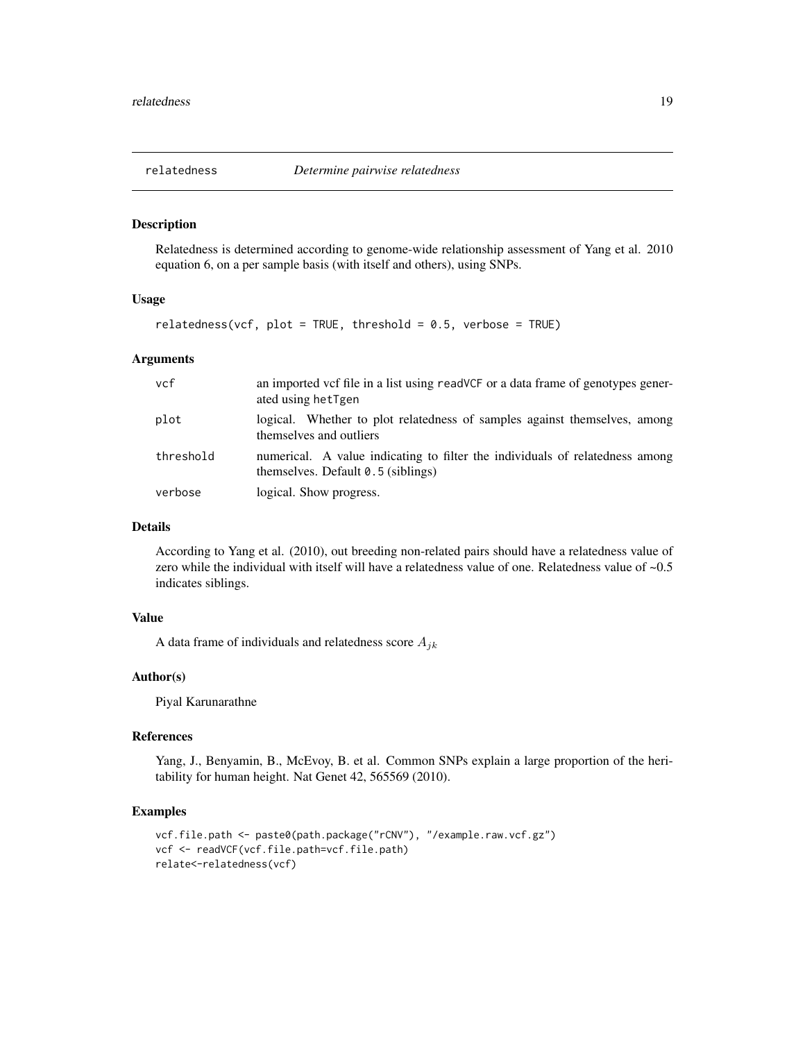## relatedness    *Determine pairwise relatedness*

### Description

Relatedness is determined according to genome-wide relationship assessment of Yang et al. 2010 equation 6, on a per sample basis (with itself and others), using SNPs.

### Usage

```
relatedness(vcf, plot = TRUE, threshold = 0.5, verbose = TRUE)
```

### Arguments

| | |
|---|---|
| vcf | an imported vcf file in a list using `readVCF` or a data frame of genotypes generated using `hetTgen` |
| plot | logical. Whether to plot relatedness of samples against themselves, among themselves and outliers |
| threshold | numerical. A value indicating to filter the individuals of relatedness among themselves. Default `0.5` (siblings) |
| verbose | logical. Show progress. |

### Details

According to Yang et al. (2010), out breeding non-related pairs should have a relatedness value of zero while the individual with itself will have a relatedness value of one. Relatedness value of ~0.5 indicates siblings.

### Value

A data frame of individuals and relatedness score $A_{jk}$

### Author(s)

Piyal Karunarathne

### References

Yang, J., Benyamin, B., McEvoy, B. et al. Common SNPs explain a large proportion of the heritability for human height. Nat Genet 42, 565569 (2010).

### Examples

```
vcf.file.path <- paste0(path.package("rCNV"), "/example.raw.vcf.gz")
vcf <- readVCF(vcf.file.path=vcf.file.path)
relate<-relatedness(vcf)
```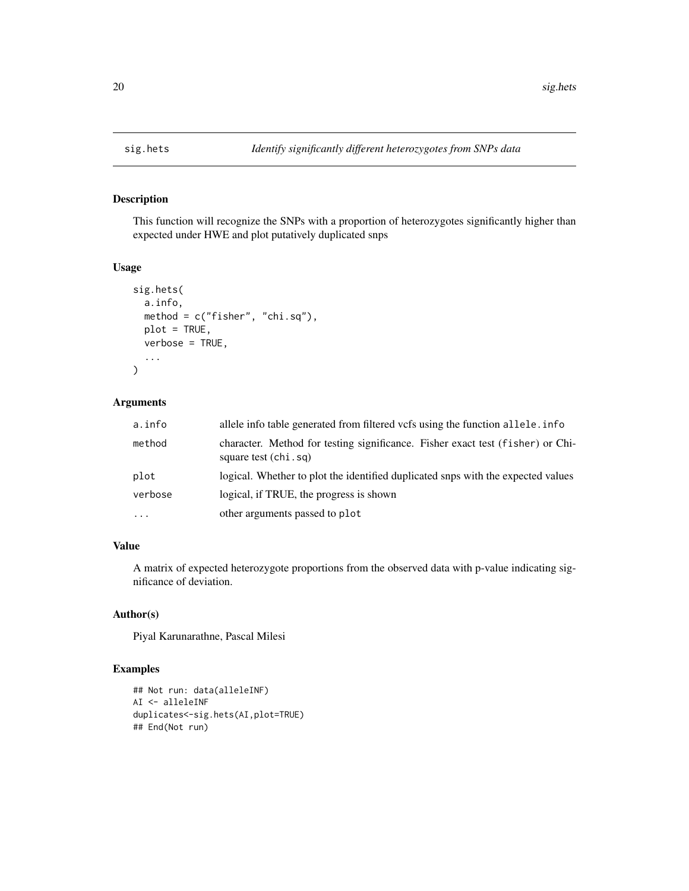# sig.hets

*Identify significantly different heterozygotes from SNPs data*

## Description

This function will recognize the SNPs with a proportion of heterozygotes significantly higher than expected under HWE and plot putatively duplicated snps

## Usage

```
sig.hets(
  a.info,
  method = c("fisher", "chi.sq"),
  plot = TRUE,
  verbose = TRUE,
  ...
)
```

## Arguments

| | |
|---|---|
| a.info | allele info table generated from filtered vcfs using the function `allele.info` |
| method | character. Method for testing significance. Fisher exact test (`fisher`) or Chi-square test (`chi.sq`) |
| plot | logical. Whether to plot the identified duplicated snps with the expected values |
| verbose | logical, if TRUE, the progress is shown |
| ... | other arguments passed to `plot` |

## Value

A matrix of expected heterozygote proportions from the observed data with p-value indicating significance of deviation.

## Author(s)

Piyal Karunarathne, Pascal Milesi

## Examples

```
## Not run: data(alleleINF)
AI <- alleleINF
duplicates<-sig.hets(AI,plot=TRUE)
## End(Not run)
```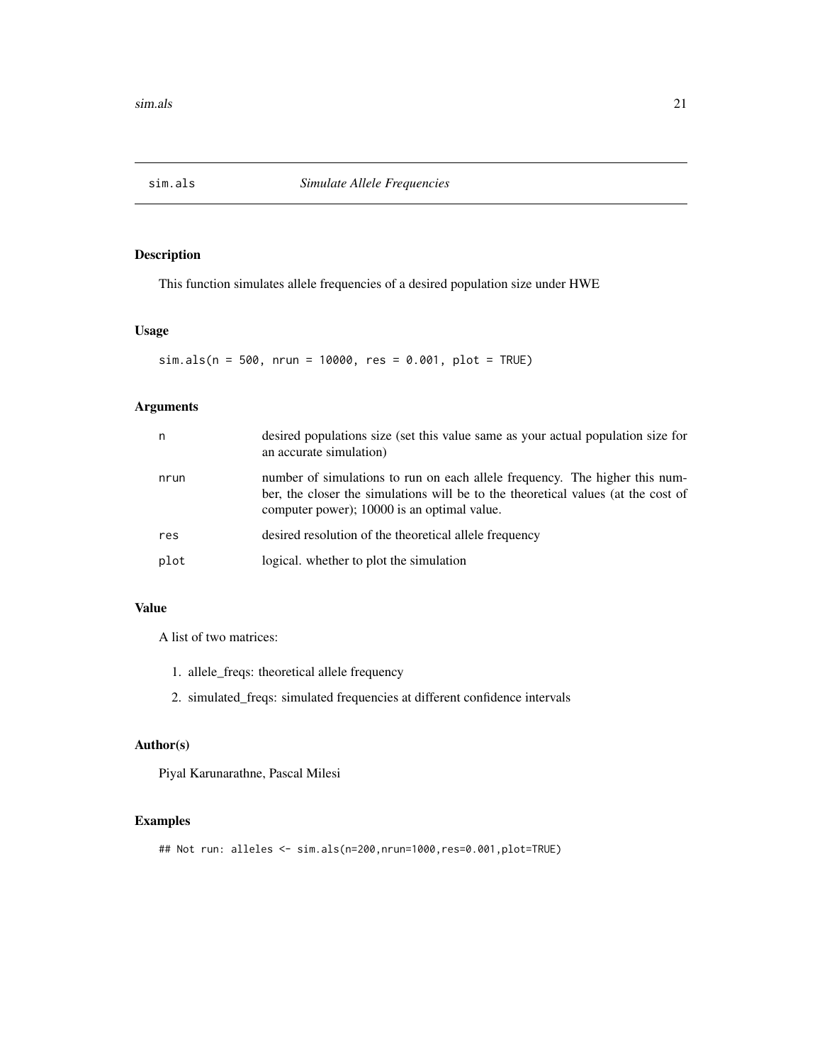# sim.als *Simulate Allele Frequencies*

## Description

This function simulates allele frequencies of a desired population size under HWE

## Usage

```
sim.als(n = 500, nrun = 10000, res = 0.001, plot = TRUE)
```

## Arguments

| | |
|---|---|
| n | desired populations size (set this value same as your actual population size for an accurate simulation) |
| nrun | number of simulations to run on each allele frequency. The higher this number, the closer the simulations will be to the theoretical values (at the cost of computer power); 10000 is an optimal value. |
| res | desired resolution of the theoretical allele frequency |
| plot | logical. whether to plot the simulation |

## Value

A list of two matrices:

1. allele_freqs: theoretical allele frequency
2. simulated_freqs: simulated frequencies at different confidence intervals

## Author(s)

Piyal Karunarathne, Pascal Milesi

## Examples

```
## Not run: alleles <- sim.als(n=200,nrun=1000,res=0.001,plot=TRUE)
```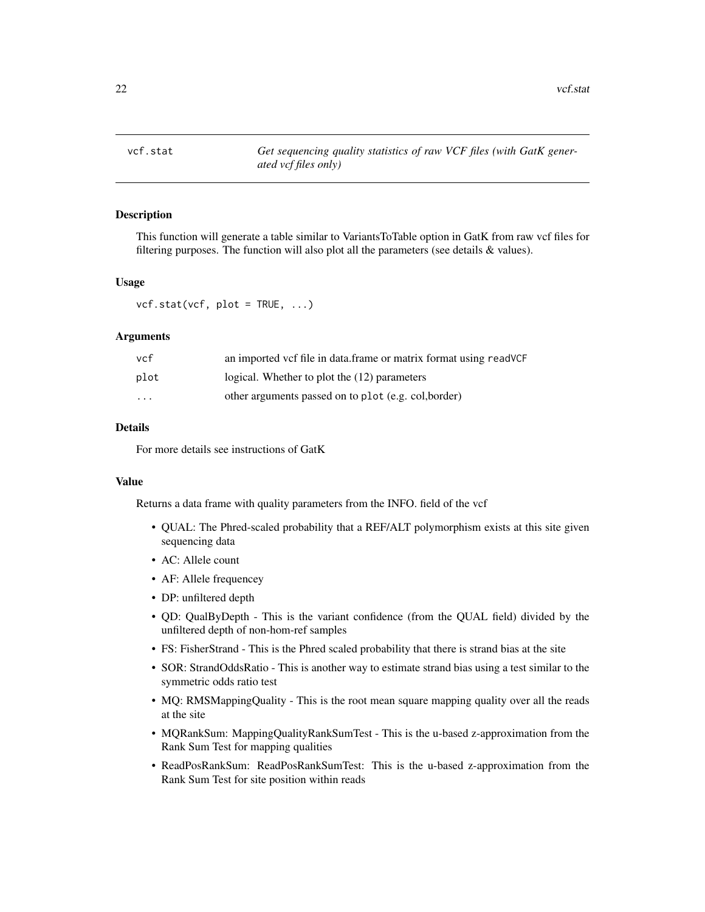## vcf.stat — *Get sequencing quality statistics of raw VCF files (with GatK generated vcf files only)*

### Description

This function will generate a table similar to VariantsToTable option in GatK from raw vcf files for filtering purposes. The function will also plot all the parameters (see details & values).

### Usage

```
vcf.stat(vcf, plot = TRUE, ...)
```

### Arguments

| | |
|---|---|
| `vcf` | an imported vcf file in data.frame or matrix format using `readVCF` |
| `plot` | logical. Whether to plot the (12) parameters |
| `...` | other arguments passed on to `plot` (e.g. col,border) |

### Details

For more details see instructions of GatK

### Value

Returns a data frame with quality parameters from the INFO. field of the vcf

- QUAL: The Phred-scaled probability that a REF/ALT polymorphism exists at this site given sequencing data
- AC: Allele count
- AF: Allele frequencey
- DP: unfiltered depth
- QD: QualByDepth - This is the variant confidence (from the QUAL field) divided by the unfiltered depth of non-hom-ref samples
- FS: FisherStrand - This is the Phred scaled probability that there is strand bias at the site
- SOR: StrandOddsRatio - This is another way to estimate strand bias using a test similar to the symmetric odds ratio test
- MQ: RMSMappingQuality - This is the root mean square mapping quality over all the reads at the site
- MQRankSum: MappingQualityRankSumTest - This is the u-based z-approximation from the Rank Sum Test for mapping qualities
- ReadPosRankSum: ReadPosRankSumTest: This is the u-based z-approximation from the Rank Sum Test for site position within reads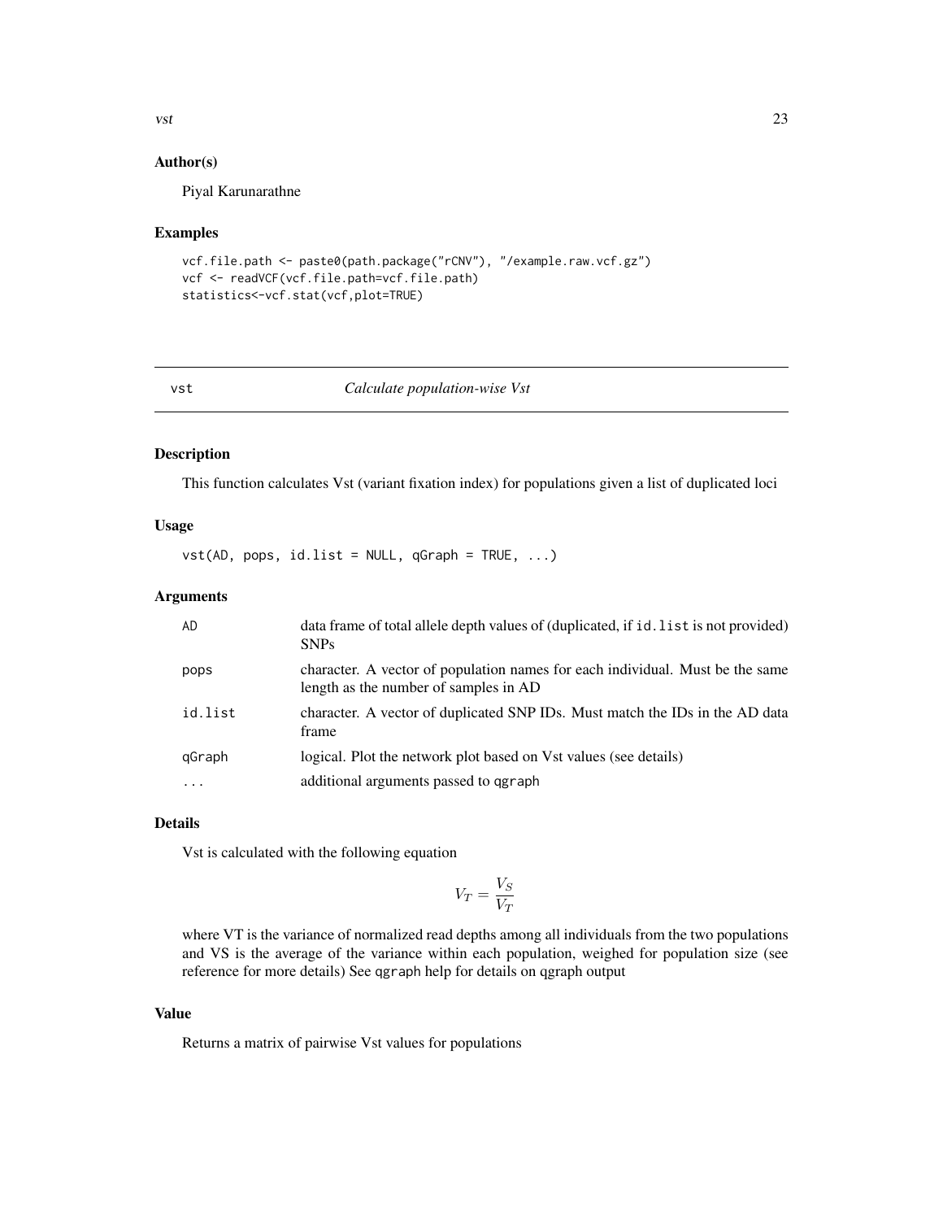## Author(s)

Piyal Karunarathne

## Examples

```
vcf.file.path <- paste0(path.package("rCNV"), "/example.raw.vcf.gz")
vcf <- readVCF(vcf.file.path=vcf.file.path)
statistics<-vcf.stat(vcf,plot=TRUE)
```

---

# vst — *Calculate population-wise Vst*

## Description

This function calculates Vst (variant fixation index) for populations given a list of duplicated loci

## Usage

```
vst(AD, pops, id.list = NULL, qGraph = TRUE, ...)
```

## Arguments

| | |
|---|---|
| AD | data frame of total allele depth values of (duplicated, if `id.list` is not provided) SNPs |
| pops | character. A vector of population names for each individual. Must be the same length as the number of samples in AD |
| id.list | character. A vector of duplicated SNP IDs. Must match the IDs in the AD data frame |
| qGraph | logical. Plot the network plot based on Vst values (see details) |
| ... | additional arguments passed to `qgraph` |

## Details

Vst is calculated with the following equation

$$V_T = \frac{V_S}{V_T}$$

where VT is the variance of normalized read depths among all individuals from the two populations and VS is the average of the variance within each population, weighed for population size (see reference for more details) See `qgraph` help for details on qgraph output

## Value

Returns a matrix of pairwise Vst values for populations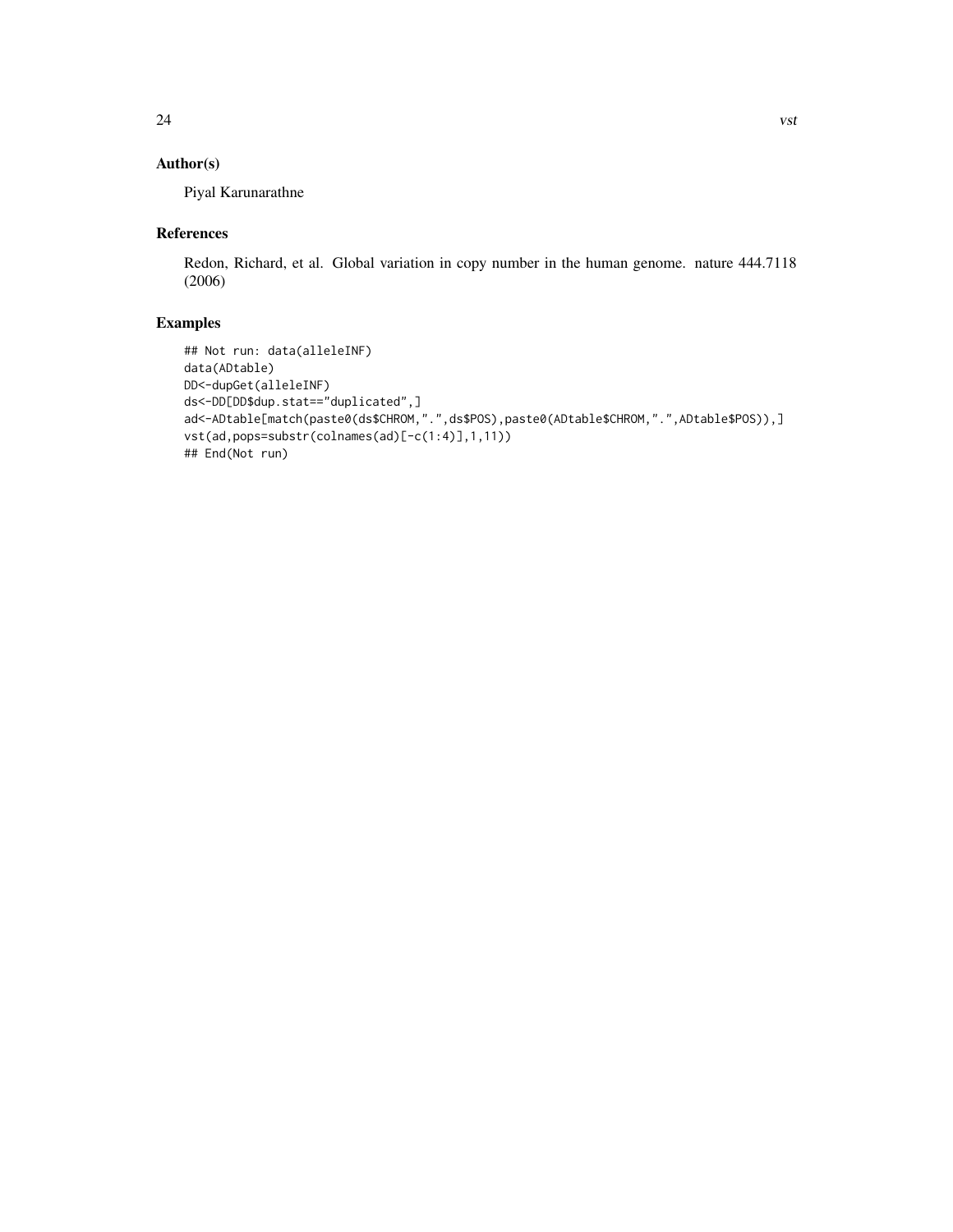## Author(s)

Piyal Karunarathne

## References

Redon, Richard, et al. Global variation in copy number in the human genome. nature 444.7118 (2006)

## Examples

```
## Not run: data(alleleINF)
data(ADtable)
DD<-dupGet(alleleINF)
ds<-DD[DD$dup.stat=="duplicated",]
ad<-ADtable[match(paste0(ds$CHROM,".",ds$POS),paste0(ADtable$CHROM,".",ADtable$POS)),]
vst(ad,pops=substr(colnames(ad)[-c(1:4)],1,11))
## End(Not run)
```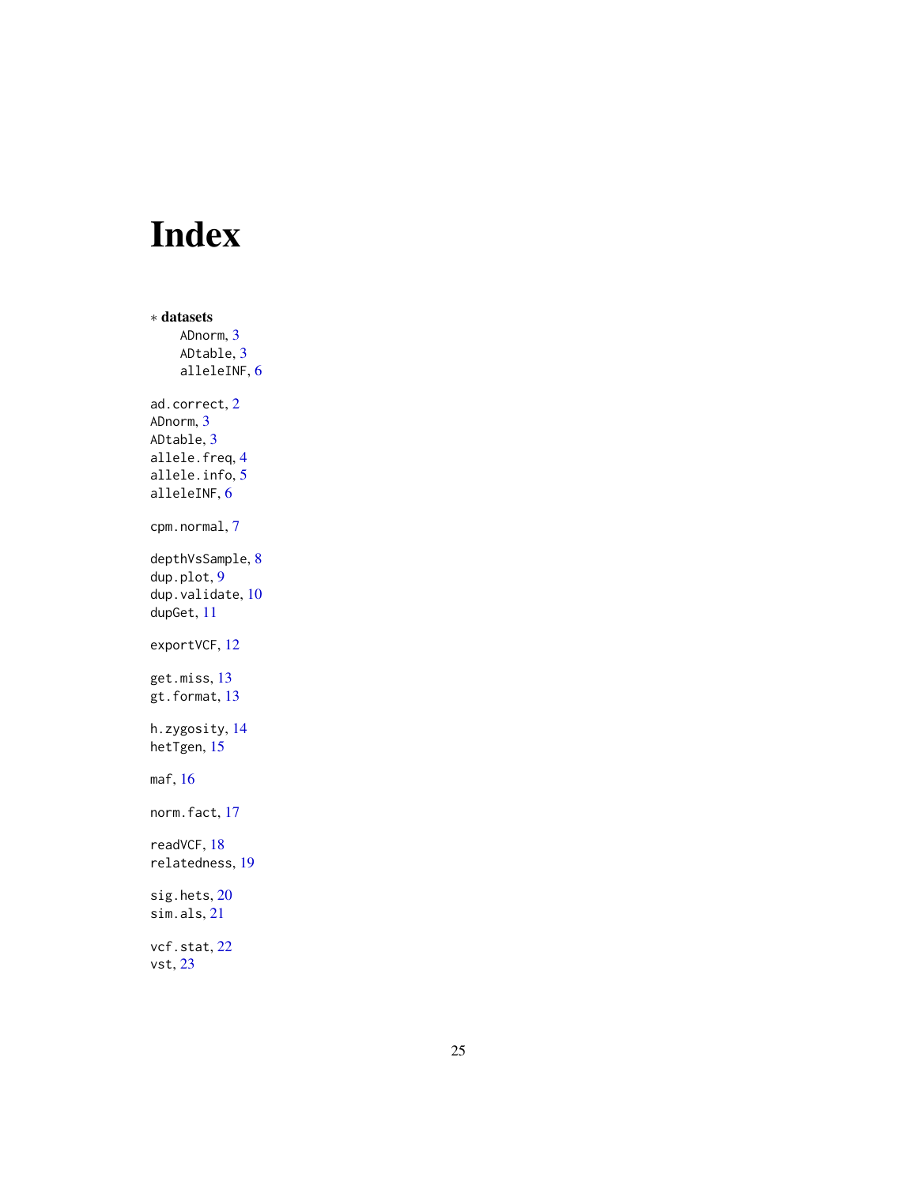# Index

∗ **datasets**
  ADnorm, 3
  ADtable, 3
  alleleINF, 6

ad.correct, 2
ADnorm, 3
ADtable, 3
allele.freq, 4
allele.info, 5
alleleINF, 6

cpm.normal, 7

depthVsSample, 8
dup.plot, 9
dup.validate, 10
dupGet, 11

exportVCF, 12

get.miss, 13
gt.format, 13

h.zygosity, 14
hetTgen, 15

maf, 16

norm.fact, 17

readVCF, 18
relatedness, 19

sig.hets, 20
sim.als, 21

vcf.stat, 22
vst, 23